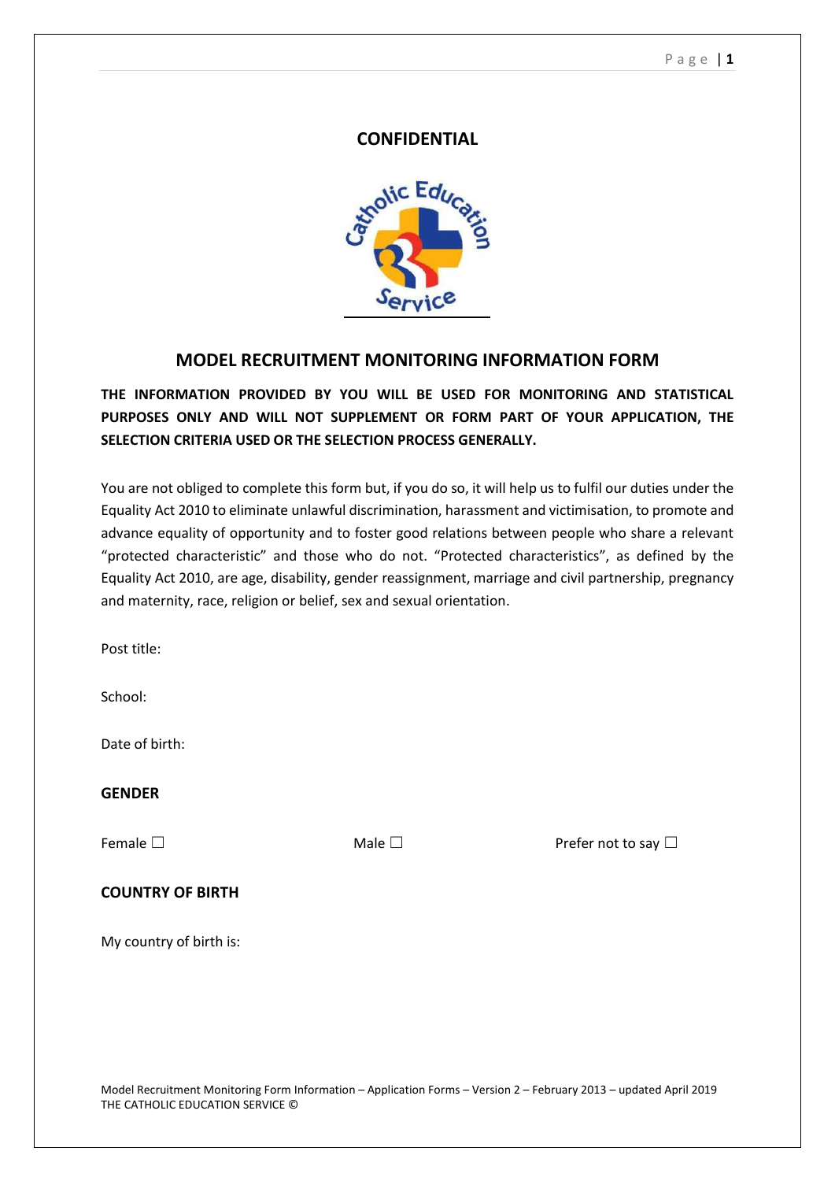**CONFIDENTIAL**

## MODEL RECRUITMENT MONITORING INFORMATION FORM

**THE INFORMATION PROVIDED BY YOU WILL BE USED FOR MONITORING AND STATISTICAL PURPOSES ONLY AND WILL NOT SUPPLEMENT OR FORM PART OF YOUR APPLICATION, THE SELECTION CRITERIA USED OR THE SELECTION PROCESS GENERALLY.**

You are not obliged to complete this form but, if you do so, it will help us to fulfil our duties under the Equality Act 2010 to eliminate unlawful discrimination, harassment and victimisation, to promote and advance equality of opportunity and to foster good relations between people who share a relevant "protected characteristic" and those who do not. "Protected characteristics", as defined by the Equality Act 2010, are age, disability, gender reassignment, marriage and civil partnership, pregnancy and maternity, race, religion or belief, sex and sexual orientation.

Post title:

School:

Date of birth:

**GENDER**

Female ☐ Male ☐ Prefer not to say ☐

**COUNTRY OF BIRTH**

My country of birth is:

Model Recruitment Monitoring Form Information – Application Forms – Version 2 – February 2013 – updated April 2019
THE CATHOLIC EDUCATION SERVICE ©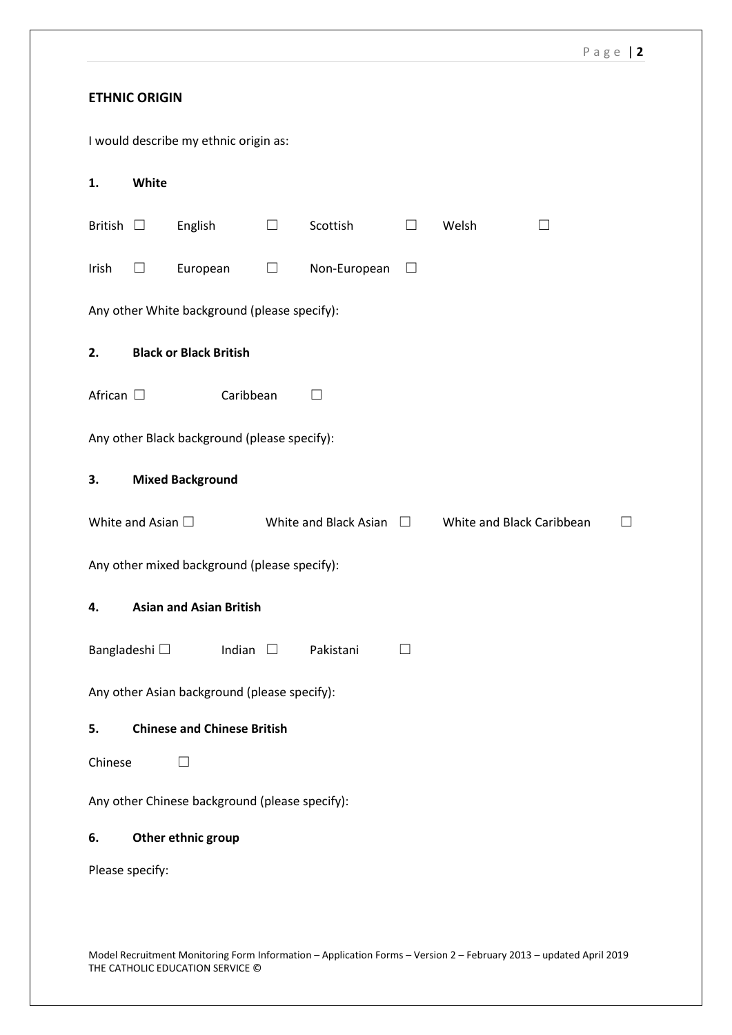## ETHNIC ORIGIN

I would describe my ethnic origin as:

**1. White**

British ☐ English ☐ Scottish ☐ Welsh ☐

Irish ☐ European ☐ Non-European ☐

Any other White background (please specify):

**2. Black or Black British**

African ☐ Caribbean ☐

Any other Black background (please specify):

**3. Mixed Background**

White and Asian ☐ White and Black Asian ☐ White and Black Caribbean ☐

Any other mixed background (please specify):

**4. Asian and Asian British**

Bangladeshi ☐ Indian ☐ Pakistani ☐

Any other Asian background (please specify):

**5. Chinese and Chinese British**

Chinese ☐

Any other Chinese background (please specify):

**6. Other ethnic group**

Please specify:

Model Recruitment Monitoring Form Information – Application Forms – Version 2 – February 2013 – updated April 2019
THE CATHOLIC EDUCATION SERVICE ©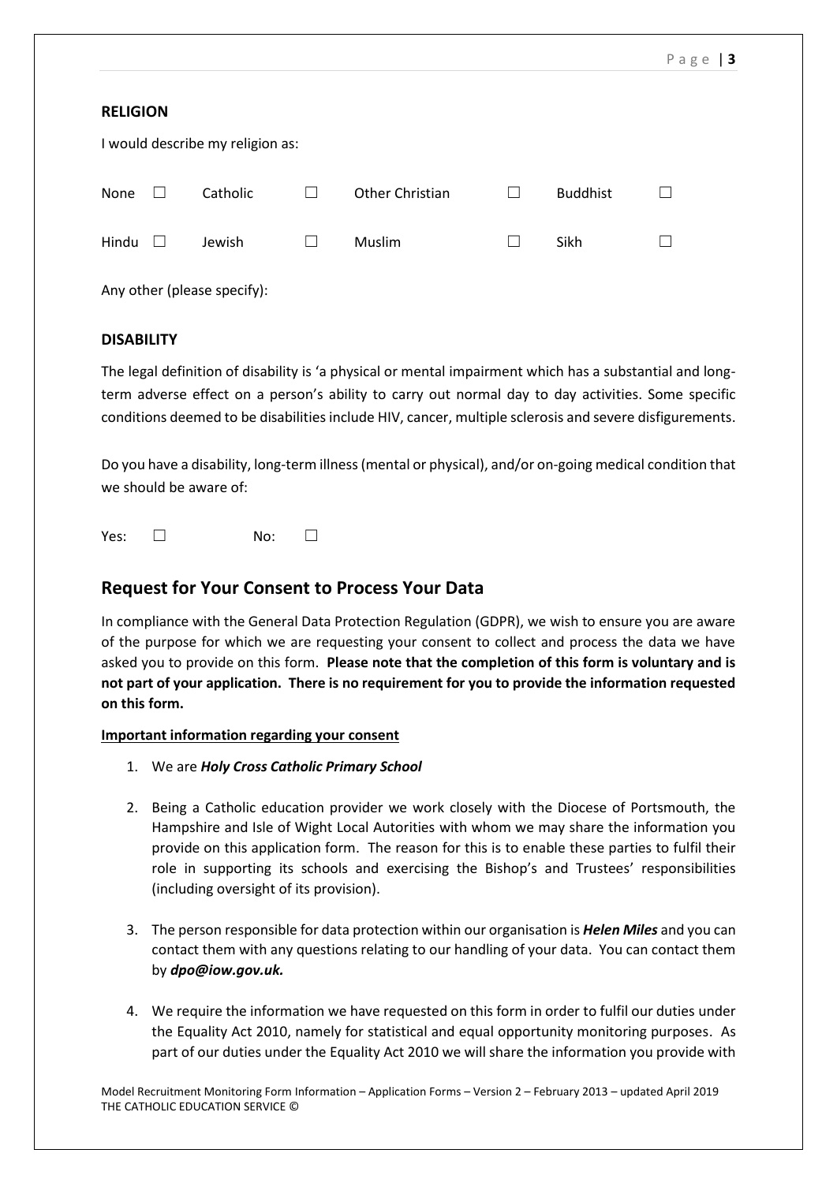**RELIGION**

I would describe my religion as:

| | | | | | | | |
|---|---|---|---|---|---|---|---|
| None | ☐ | Catholic | ☐ | Other Christian | ☐ | Buddhist | ☐ |
| Hindu | ☐ | Jewish | ☐ | Muslim | ☐ | Sikh | ☐ |

Any other (please specify):

**DISABILITY**

The legal definition of disability is 'a physical or mental impairment which has a substantial and long-term adverse effect on a person's ability to carry out normal day to day activities. Some specific conditions deemed to be disabilities include HIV, cancer, multiple sclerosis and severe disfigurements.

Do you have a disability, long-term illness (mental or physical), and/or on-going medical condition that we should be aware of:

Yes: ☐ No: ☐

## Request for Your Consent to Process Your Data

In compliance with the General Data Protection Regulation (GDPR), we wish to ensure you are aware of the purpose for which we are requesting your consent to collect and process the data we have asked you to provide on this form. **Please note that the completion of this form is voluntary and is not part of your application. There is no requirement for you to provide the information requested on this form.**

**Important information regarding your consent**

1. We are ***Holy Cross Catholic Primary School***
2. Being a Catholic education provider we work closely with the Diocese of Portsmouth, the Hampshire and Isle of Wight Local Autorities with whom we may share the information you provide on this application form. The reason for this is to enable these parties to fulfil their role in supporting its schools and exercising the Bishop's and Trustees' responsibilities (including oversight of its provision).
3. The person responsible for data protection within our organisation is ***Helen Miles*** and you can contact them with any questions relating to our handling of your data. You can contact them by ***dpo@iow.gov.uk.***
4. We require the information we have requested on this form in order to fulfil our duties under the Equality Act 2010, namely for statistical and equal opportunity monitoring purposes. As part of our duties under the Equality Act 2010 we will share the information you provide with

Model Recruitment Monitoring Form Information – Application Forms – Version 2 – February 2013 – updated April 2019
THE CATHOLIC EDUCATION SERVICE ©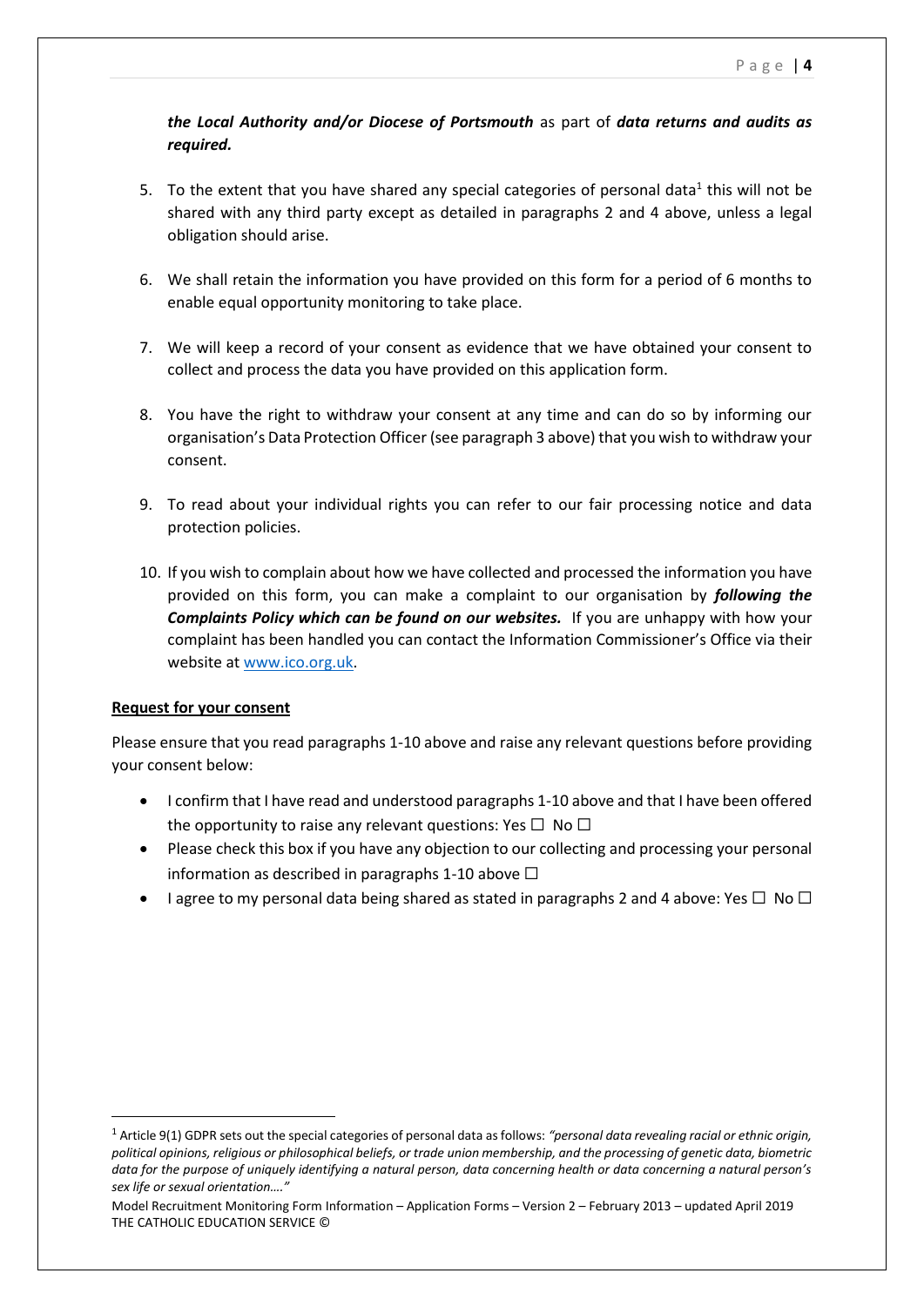***the Local Authority and/or Diocese of Portsmouth*** as part of ***data returns and audits as required.***

5. To the extent that you have shared any special categories of personal data[1] this will not be shared with any third party except as detailed in paragraphs 2 and 4 above, unless a legal obligation should arise.

6. We shall retain the information you have provided on this form for a period of 6 months to enable equal opportunity monitoring to take place.

7. We will keep a record of your consent as evidence that we have obtained your consent to collect and process the data you have provided on this application form.

8. You have the right to withdraw your consent at any time and can do so by informing our organisation's Data Protection Officer (see paragraph 3 above) that you wish to withdraw your consent.

9. To read about your individual rights you can refer to our fair processing notice and data protection policies.

10. If you wish to complain about how we have collected and processed the information you have provided on this form, you can make a complaint to our organisation by ***following the Complaints Policy which can be found on our websites.*** If you are unhappy with how your complaint has been handled you can contact the Information Commissioner's Office via their website at [www.ico.org.uk](http://www.ico.org.uk).

**Request for your consent**

Please ensure that you read paragraphs 1-10 above and raise any relevant questions before providing your consent below:

- I confirm that I have read and understood paragraphs 1-10 above and that I have been offered the opportunity to raise any relevant questions: Yes ☐ No ☐
- Please check this box if you have any objection to our collecting and processing your personal information as described in paragraphs 1-10 above ☐
- I agree to my personal data being shared as stated in paragraphs 2 and 4 above: Yes ☐ No ☐

[1] Article 9(1) GDPR sets out the special categories of personal data as follows: *"personal data revealing racial or ethnic origin, political opinions, religious or philosophical beliefs, or trade union membership, and the processing of genetic data, biometric data for the purpose of uniquely identifying a natural person, data concerning health or data concerning a natural person's sex life or sexual orientation…."*

Model Recruitment Monitoring Form Information – Application Forms – Version 2 – February 2013 – updated April 2019
THE CATHOLIC EDUCATION SERVICE ©